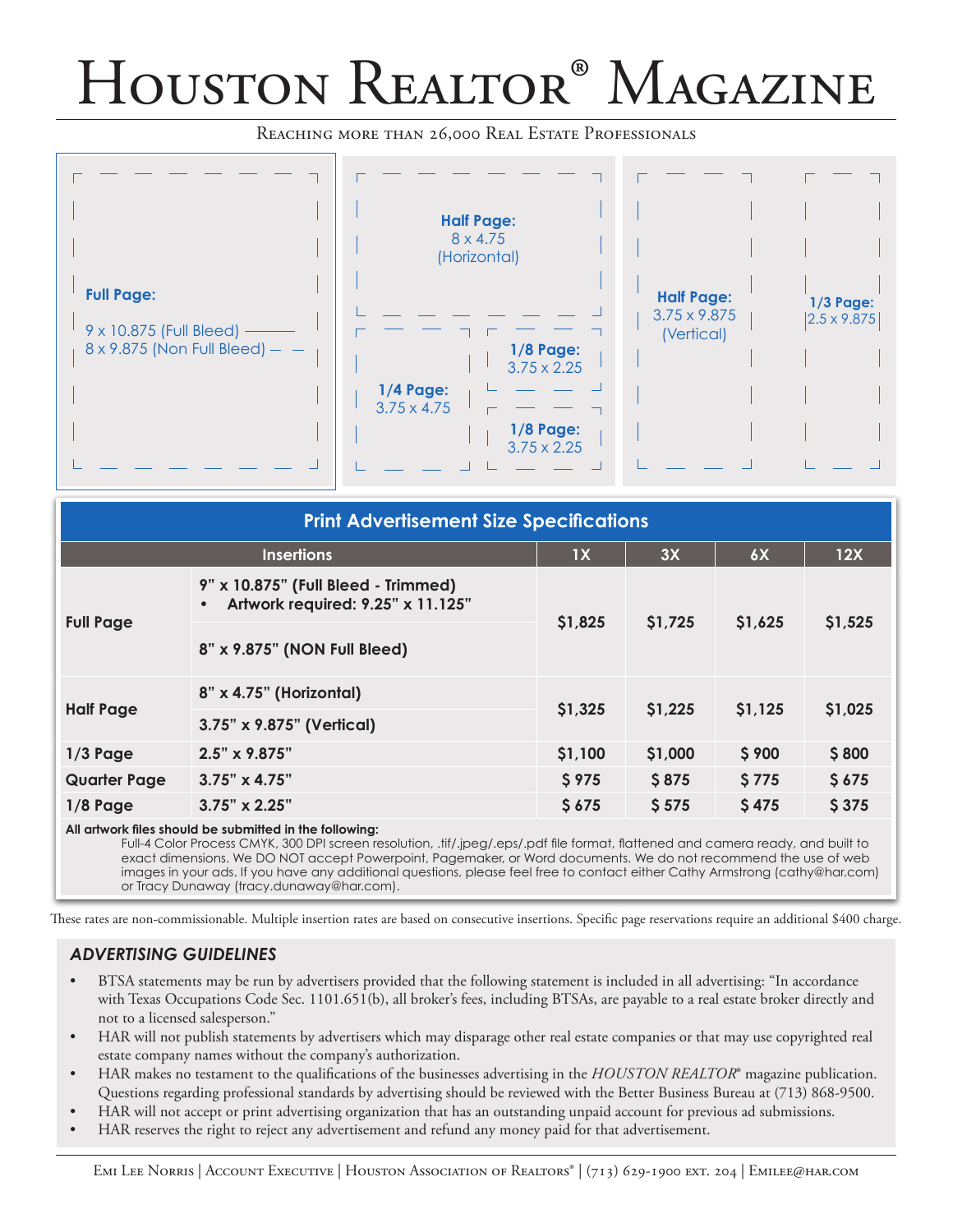# Houston Realtor® Magazine

Reaching more than 26,000 Real Estate Professionals

**Full Page:**
9 x 10.875 (Full Bleed)
8 x 9.875 (Non Full Bleed)

**Half Page:**
8 x 4.75
(Horizontal)

**1/4 Page:**
3.75 x 4.75

**1/8 Page:**
3.75 x 2.25

**1/8 Page:**
3.75 x 2.25

**Half Page:**
3.75 x 9.875
(Vertical)

**1/3 Page:**
2.5 x 9.875

## Print Advertisement Size Specifications

| Insertions | | 1X | 3X | 6X | 12X |
|---|---|---|---|---|---|
| Full Page | 9" x 10.875" (Full Bleed - Trimmed) • Artwork required: 9.25" x 11.125" / 8" x 9.875" (NON Full Bleed) | $1,825 | $1,725 | $1,625 | $1,525 |
| Half Page | 8" x 4.75" (Horizontal) / 3.75" x 9.875" (Vertical) | $1,325 | $1,225 | $1,125 | $1,025 |
| 1/3 Page | 2.5" x 9.875" | $1,100 | $1,000 | $ 900 | $ 800 |
| Quarter Page | 3.75" x 4.75" | $ 975 | $ 875 | $ 775 | $ 675 |
| 1/8 Page | 3.75" x 2.25" | $ 675 | $ 575 | $ 475 | $ 375 |

**All artwork files should be submitted in the following:**
Full-4 Color Process CMYK, 300 DPI screen resolution, .tif/.jpeg/.eps/.pdf file format, flattened and camera ready, and built to exact dimensions. We DO NOT accept Powerpoint, Pagemaker, or Word documents. We do not recommend the use of web images in your ads. If you have any additional questions, please feel free to contact either Cathy Armstrong (cathy@har.com) or Tracy Dunaway (tracy.dunaway@har.com).

These rates are non-commissionable. Multiple insertion rates are based on consecutive insertions. Specific page reservations require an additional $400 charge.

### *ADVERTISING GUIDELINES*

- BTSA statements may be run by advertisers provided that the following statement is included in all advertising: "In accordance with Texas Occupations Code Sec. 1101.651(b), all broker's fees, including BTSAs, are payable to a real estate broker directly and not to a licensed salesperson."
- HAR will not publish statements by advertisers which may disparage other real estate companies or that may use copyrighted real estate company names without the company's authorization.
- HAR makes no testament to the qualifications of the businesses advertising in the *HOUSTON REALTOR®* magazine publication. Questions regarding professional standards by advertising should be reviewed with the Better Business Bureau at (713) 868-9500.
- HAR will not accept or print advertising organization that has an outstanding unpaid account for previous ad submissions.
- HAR reserves the right to reject any advertisement and refund any money paid for that advertisement.

Emi Lee Norris | Account Executive | Houston Association of Realtors® | (713) 629-1900 ext. 204 | Emilee@har.com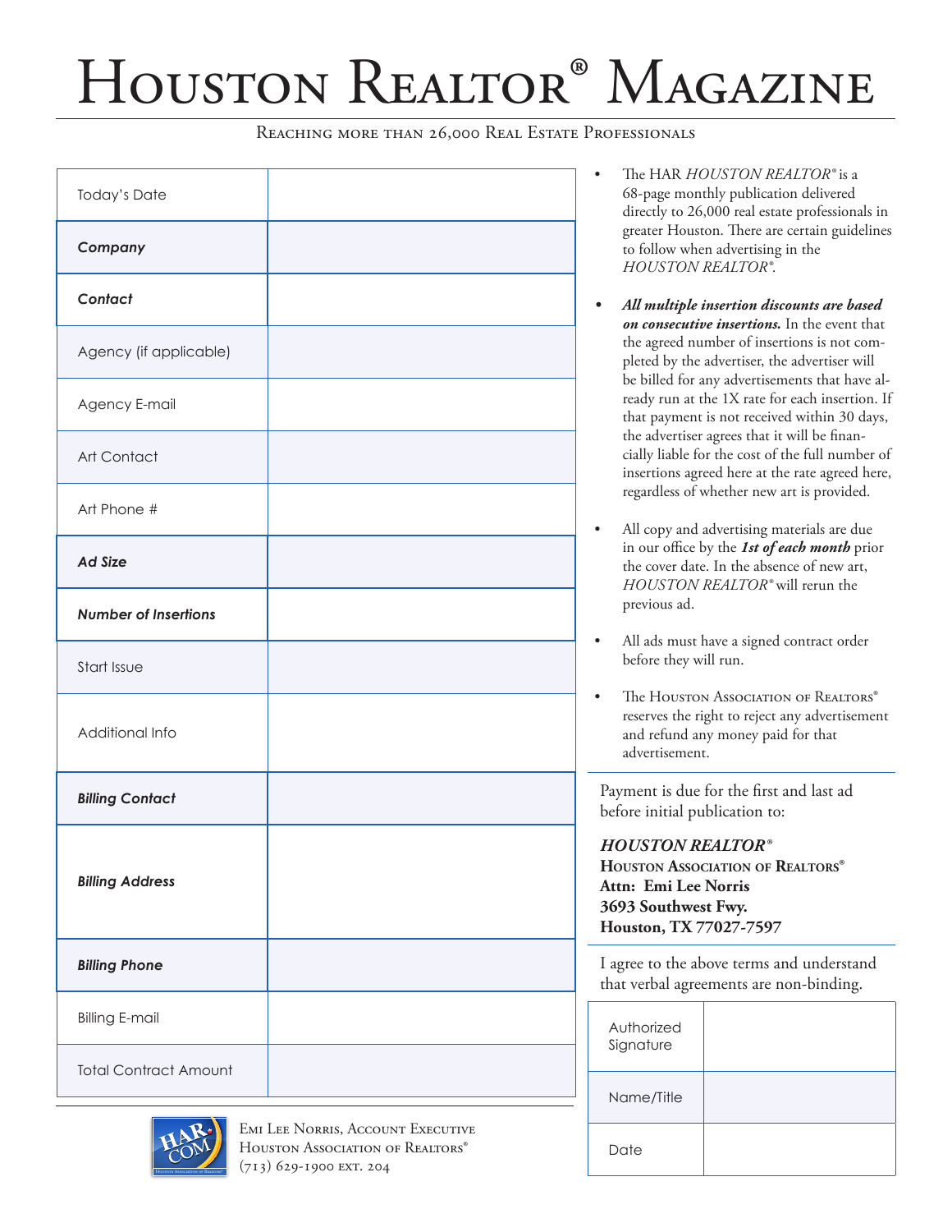# Houston Realtor® Magazine

Reaching more than 26,000 Real Estate Professionals

| | |
|---|---|
| Today's Date | |
| ***Company*** | |
| ***Contact*** | |
| Agency (if applicable) | |
| Agency E-mail | |
| Art Contact | |
| Art Phone # | |
| ***Ad Size*** | |
| ***Number of Insertions*** | |
| Start Issue | |
| Additional Info | |
| ***Billing Contact*** | |
| ***Billing Address*** | |
| ***Billing Phone*** | |
| Billing E-mail | |
| Total Contract Amount | |

- The HAR *HOUSTON REALTOR®* is a 68-page monthly publication delivered directly to 26,000 real estate professionals in greater Houston. There are certain guidelines to follow when advertising in the *HOUSTON REALTOR®*.
- ***All multiple insertion discounts are based on consecutive insertions.*** In the event that the agreed number of insertions is not completed by the advertiser, the advertiser will be billed for any advertisements that have already run at the 1X rate for each insertion. If that payment is not received within 30 days, the advertiser agrees that it will be financially liable for the cost of the full number of insertions agreed here at the rate agreed here, regardless of whether new art is provided.
- All copy and advertising materials are due in our office by the ***1st of each month*** prior the cover date. In the absence of new art, *HOUSTON REALTOR®* will rerun the previous ad.
- All ads must have a signed contract order before they will run.
- The Houston Association of Realtors® reserves the right to reject any advertisement and refund any money paid for that advertisement.

Payment is due for the first and last ad before initial publication to:

***HOUSTON REALTOR®***
**Houston Association of Realtors®**
**Attn: Emi Lee Norris**
**3693 Southwest Fwy.**
**Houston, TX 77027-7597**

I agree to the above terms and understand that verbal agreements are non-binding.

| | |
|---|---|
| Authorized Signature | |
| Name/Title | |
| Date | |

Emi Lee Norris, Account Executive
Houston Association of Realtors®
(713) 629-1900 ext. 204